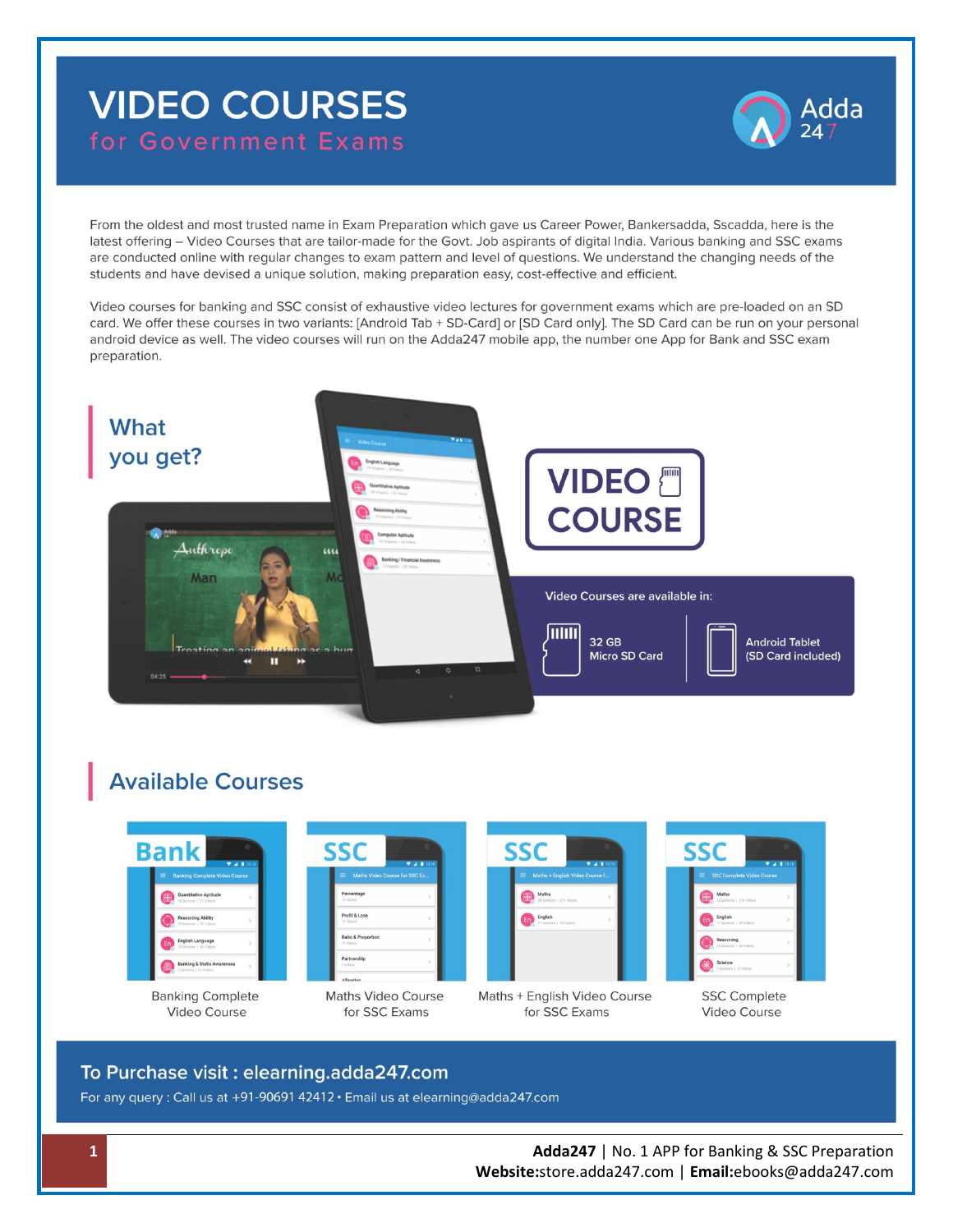# VIDEO COURSES

## for Government Exams

From the oldest and most trusted name in Exam Preparation which gave us Career Power, Bankersadda, Sscadda, here is the latest offering – Video Courses that are tailor-made for the Govt. Job aspirants of digital India. Various banking and SSC exams are conducted online with regular changes to exam pattern and level of questions. We understand the changing needs of the students and have devised a unique solution, making preparation easy, cost-effective and efficient.

Video courses for banking and SSC consist of exhaustive video lectures for government exams which are pre-loaded on an SD card. We offer these courses in two variants: [Android Tab + SD-Card] or [SD Card only]. The SD Card can be run on your personal android device as well. The video courses will run on the Adda247 mobile app, the number one App for Bank and SSC exam preparation.

## What you get?

**VIDEO COURSE**

Video Courses are available in:

- 32 GB Micro SD Card
- Android Tablet (SD Card included)

## Available Courses

- Banking Complete Video Course
- Maths Video Course for SSC Exams
- Maths + English Video Course for SSC Exams
- SSC Complete Video Course

**To Purchase visit : elearning.adda247.com**

For any query : Call us at +91-90691 42412 • Email us at elearning@adda247.com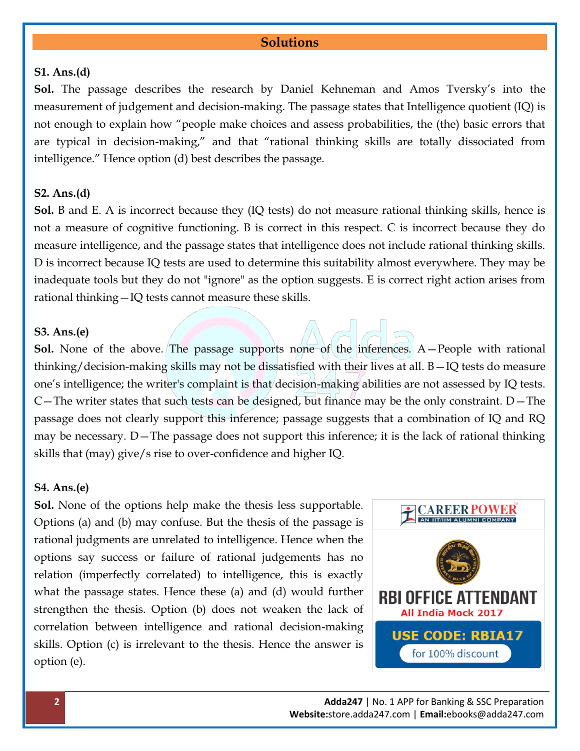## Solutions

**S1. Ans.(d)**

**Sol.** The passage describes the research by Daniel Kehneman and Amos Tversky's into the measurement of judgement and decision-making. The passage states that Intelligence quotient (IQ) is not enough to explain how "people make choices and assess probabilities, the (the) basic errors that are typical in decision-making," and that "rational thinking skills are totally dissociated from intelligence." Hence option (d) best describes the passage.

**S2. Ans.(d)**

**Sol.** B and E. A is incorrect because they (IQ tests) do not measure rational thinking skills, hence is not a measure of cognitive functioning. B is correct in this respect. C is incorrect because they do measure intelligence, and the passage states that intelligence does not include rational thinking skills. D is incorrect because IQ tests are used to determine this suitability almost everywhere. They may be inadequate tools but they do not "ignore" as the option suggests. E is correct right action arises from rational thinking—IQ tests cannot measure these skills.

**S3. Ans.(e)**

**Sol.** None of the above. The passage supports none of the inferences. A—People with rational thinking/decision-making skills may not be dissatisfied with their lives at all. B—IQ tests do measure one's intelligence; the writer's complaint is that decision-making abilities are not assessed by IQ tests. C—The writer states that such tests can be designed, but finance may be the only constraint. D—The passage does not clearly support this inference; passage suggests that a combination of IQ and RQ may be necessary. D—The passage does not support this inference; it is the lack of rational thinking skills that (may) give/s rise to over-confidence and higher IQ.

**S4. Ans.(e)**

**Sol.** None of the options help make the thesis less supportable. Options (a) and (b) may confuse. But the thesis of the passage is rational judgments are unrelated to intelligence. Hence when the options say success or failure of rational judgements has no relation (imperfectly correlated) to intelligence, this is exactly what the passage states. Hence these (a) and (d) would further strengthen the thesis. Option (b) does not weaken the lack of correlation between intelligence and rational decision-making skills. Option (c) is irrelevant to the thesis. Hence the answer is option (e).

CAREER POWER
AN IIT/IIM ALUMNI COMPANY

RBI OFFICE ATTENDANT
All India Mock 2017
USE CODE: RBIA17
for 100% discount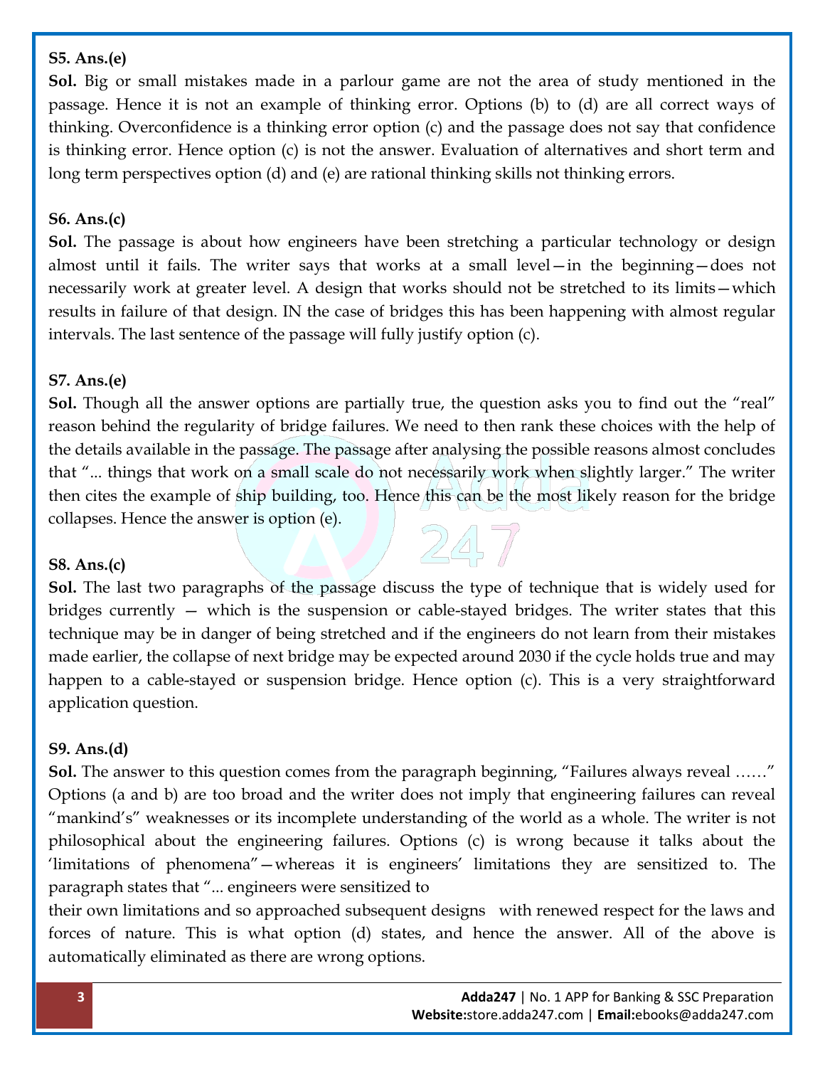**S5. Ans.(e)**

**Sol.** Big or small mistakes made in a parlour game are not the area of study mentioned in the passage. Hence it is not an example of thinking error. Options (b) to (d) are all correct ways of thinking. Overconfidence is a thinking error option (c) and the passage does not say that confidence is thinking error. Hence option (c) is not the answer. Evaluation of alternatives and short term and long term perspectives option (d) and (e) are rational thinking skills not thinking errors.

**S6. Ans.(c)**

**Sol.** The passage is about how engineers have been stretching a particular technology or design almost until it fails. The writer says that works at a small level—in the beginning—does not necessarily work at greater level. A design that works should not be stretched to its limits—which results in failure of that design. IN the case of bridges this has been happening with almost regular intervals. The last sentence of the passage will fully justify option (c).

**S7. Ans.(e)**

**Sol.** Though all the answer options are partially true, the question asks you to find out the "real" reason behind the regularity of bridge failures. We need to then rank these choices with the help of the details available in the passage. The passage after analysing the possible reasons almost concludes that "... things that work on a small scale do not necessarily work when slightly larger." The writer then cites the example of ship building, too. Hence this can be the most likely reason for the bridge collapses. Hence the answer is option (e).

**S8. Ans.(c)**

**Sol.** The last two paragraphs of the passage discuss the type of technique that is widely used for bridges currently — which is the suspension or cable-stayed bridges. The writer states that this technique may be in danger of being stretched and if the engineers do not learn from their mistakes made earlier, the collapse of next bridge may be expected around 2030 if the cycle holds true and may happen to a cable-stayed or suspension bridge. Hence option (c). This is a very straightforward application question.

**S9. Ans.(d)**

**Sol.** The answer to this question comes from the paragraph beginning, "Failures always reveal ……" Options (a and b) are too broad and the writer does not imply that engineering failures can reveal "mankind's" weaknesses or its incomplete understanding of the world as a whole. The writer is not philosophical about the engineering failures. Options (c) is wrong because it talks about the 'limitations of phenomena"—whereas it is engineers' limitations they are sensitized to. The paragraph states that "... engineers were sensitized to their own limitations and so approached subsequent designs with renewed respect for the laws and forces of nature. This is what option (d) states, and hence the answer. All of the above is automatically eliminated as there are wrong options.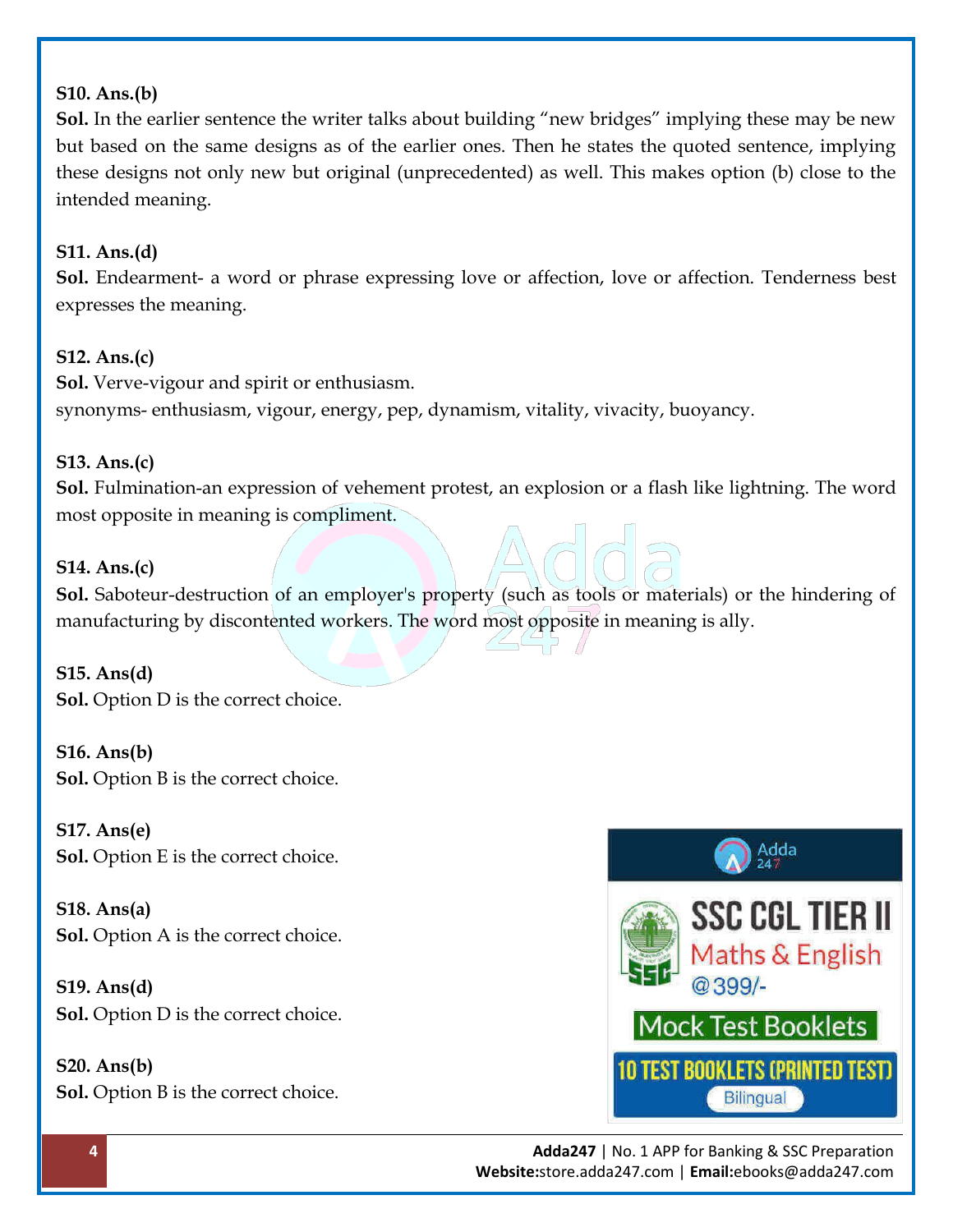**S10. Ans.(b)**
**Sol.** In the earlier sentence the writer talks about building "new bridges" implying these may be new but based on the same designs as of the earlier ones. Then he states the quoted sentence, implying these designs not only new but original (unprecedented) as well. This makes option (b) close to the intended meaning.

**S11. Ans.(d)**
**Sol.** Endearment- a word or phrase expressing love or affection, love or affection. Tenderness best expresses the meaning.

**S12. Ans.(c)**
**Sol.** Verve-vigour and spirit or enthusiasm.
synonyms- enthusiasm, vigour, energy, pep, dynamism, vitality, vivacity, buoyancy.

**S13. Ans.(c)**
**Sol.** Fulmination-an expression of vehement protest, an explosion or a flash like lightning. The word most opposite in meaning is compliment.

**S14. Ans.(c)**
**Sol.** Saboteur-destruction of an employer's property (such as tools or materials) or the hindering of manufacturing by discontented workers. The word most opposite in meaning is ally.

**S15. Ans(d)**
**Sol.** Option D is the correct choice.

**S16. Ans(b)**
**Sol.** Option B is the correct choice.

**S17. Ans(e)**
**Sol.** Option E is the correct choice.

**S18. Ans(a)**
**Sol.** Option A is the correct choice.

**S19. Ans(d)**
**Sol.** Option D is the correct choice.

**S20. Ans(b)**
**Sol.** Option B is the correct choice.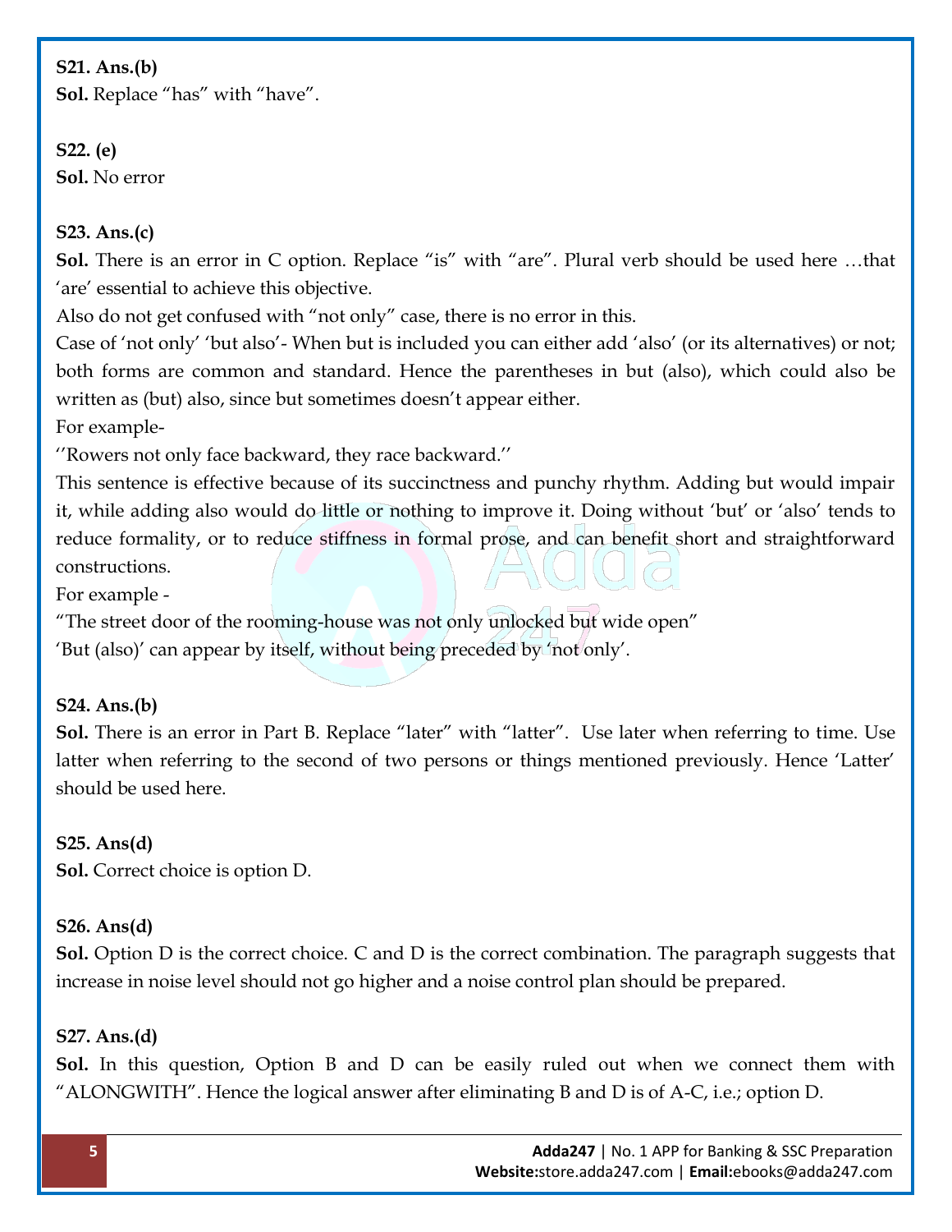**S21. Ans.(b)**
**Sol.** Replace "has" with "have".

**S22. (e)**
**Sol.** No error

**S23. Ans.(c)**
**Sol.** There is an error in C option. Replace "is" with "are". Plural verb should be used here …that 'are' essential to achieve this objective.
Also do not get confused with "not only" case, there is no error in this.
Case of 'not only' 'but also'- When but is included you can either add 'also' (or its alternatives) or not; both forms are common and standard. Hence the parentheses in but (also), which could also be written as (but) also, since but sometimes doesn't appear either.
For example-
''Rowers not only face backward, they race backward.''
This sentence is effective because of its succinctness and punchy rhythm. Adding but would impair it, while adding also would do little or nothing to improve it. Doing without 'but' or 'also' tends to reduce formality, or to reduce stiffness in formal prose, and can benefit short and straightforward constructions.
For example -
"The street door of the rooming-house was not only unlocked but wide open"
'But (also)' can appear by itself, without being preceded by 'not only'.

**S24. Ans.(b)**
**Sol.** There is an error in Part B. Replace "later" with "latter". Use later when referring to time. Use latter when referring to the second of two persons or things mentioned previously. Hence 'Latter' should be used here.

**S25. Ans(d)**
**Sol.** Correct choice is option D.

**S26. Ans(d)**
**Sol.** Option D is the correct choice. C and D is the correct combination. The paragraph suggests that increase in noise level should not go higher and a noise control plan should be prepared.

**S27. Ans.(d)**
**Sol.** In this question, Option B and D can be easily ruled out when we connect them with "ALONGWITH". Hence the logical answer after eliminating B and D is of A-C, i.e.; option D.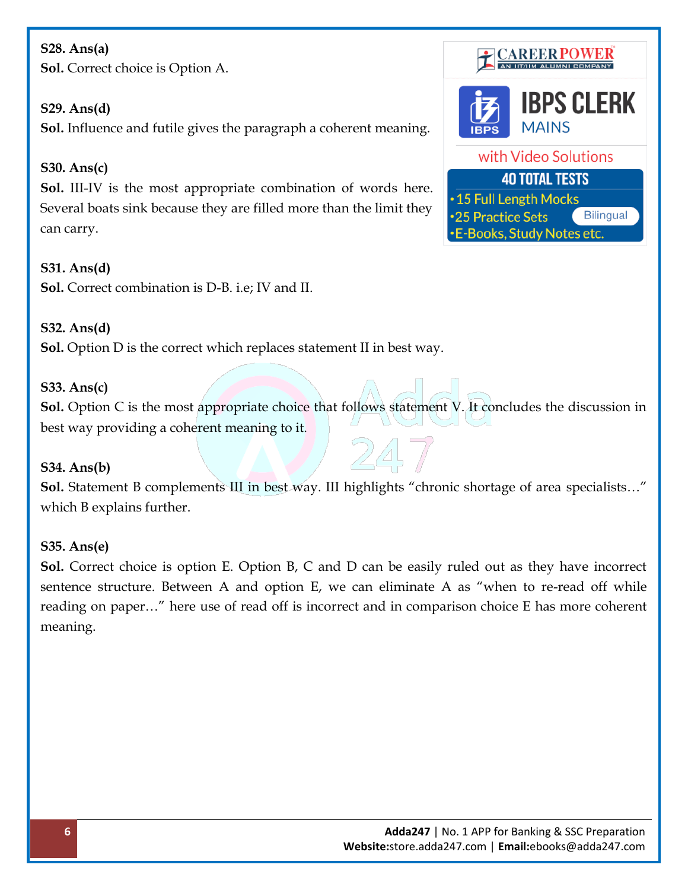**S28. Ans(a)**
**Sol.** Correct choice is Option A.

**S29. Ans(d)**
**Sol.** Influence and futile gives the paragraph a coherent meaning.

**S30. Ans(c)**
**Sol.** III-IV is the most appropriate combination of words here. Several boats sink because they are filled more than the limit they can carry.

**S31. Ans(d)**
**Sol.** Correct combination is D-B. i.e; IV and II.

**S32. Ans(d)**
**Sol.** Option D is the correct which replaces statement II in best way.

**S33. Ans(c)**
**Sol.** Option C is the most appropriate choice that follows statement V. It concludes the discussion in best way providing a coherent meaning to it.

**S34. Ans(b)**
**Sol.** Statement B complements III in best way. III highlights "chronic shortage of area specialists…" which B explains further.

**S35. Ans(e)**
**Sol.** Correct choice is option E. Option B, C and D can be easily ruled out as they have incorrect sentence structure. Between A and option E, we can eliminate A as "when to re-read off while reading on paper…" here use of read off is incorrect and in comparison choice E has more coherent meaning.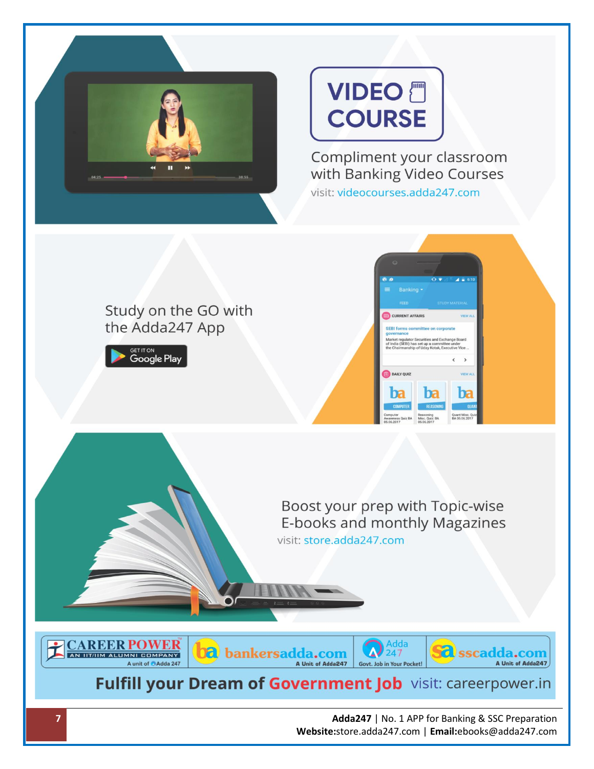# VIDEO COURSE

Compliment your classroom with Banking Video Courses

visit: videocourses.adda247.com

Study on the GO with the Adda247 App

GET IT ON Google Play

Boost your prep with Topic-wise E-books and monthly Magazines

visit: store.adda247.com

CAREER POWER — AN IIT/IIM ALUMNI COMPANY — A unit of Adda 247 | bankersadda.com — A Unit of Adda247 | Adda 247 — Govt. Job in Your Pocket! | sscadda.com — A Unit of Adda247

**Fulfill your Dream of Government Job** visit: careerpower.in